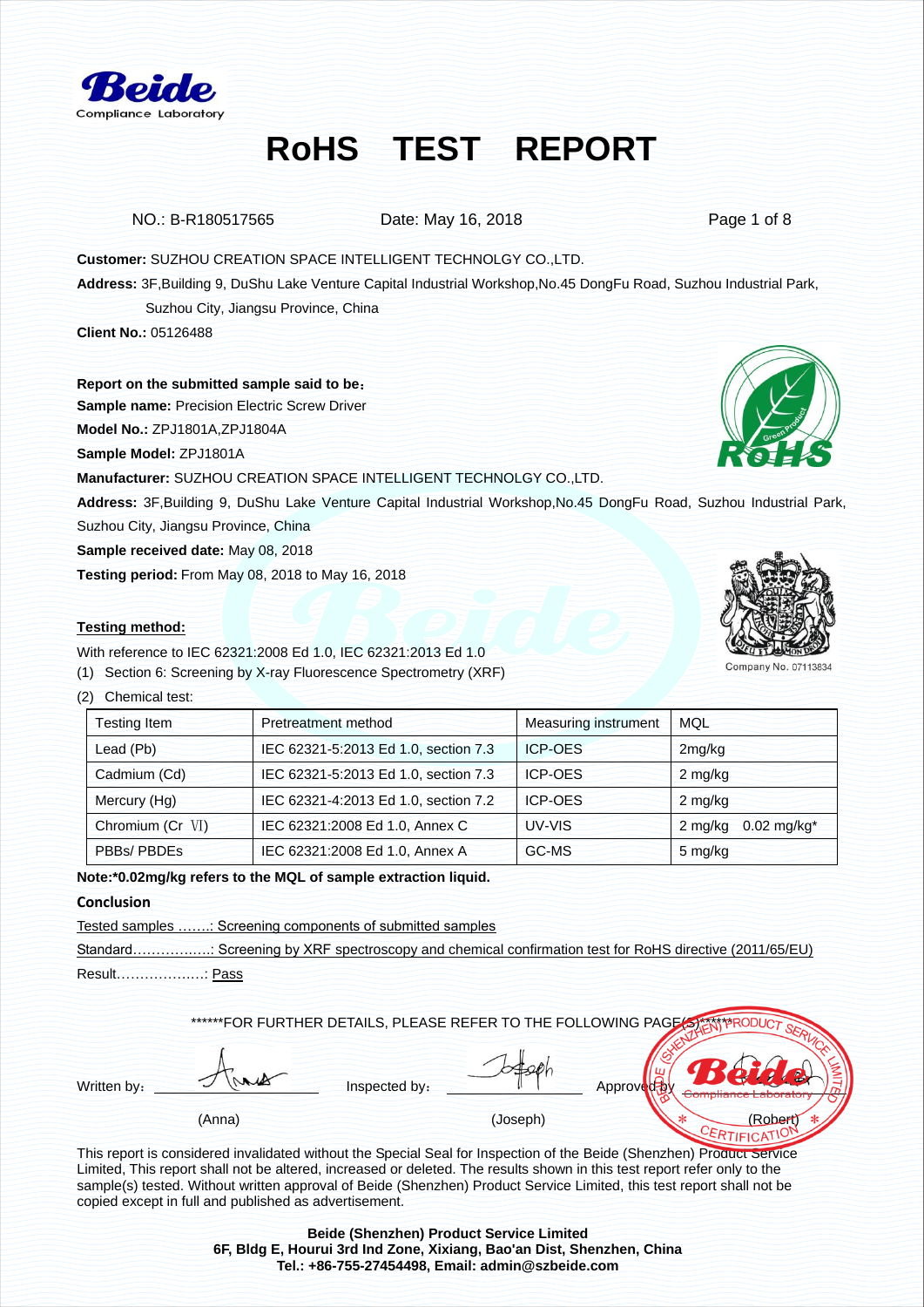# RoHS TEST REPORT

NO.: B-R180517565 Date: May 16, 2018

**Customer:** SUZHOU CREATION SPACE INTELLIGENT TECHNOLGY CO.,LTD.

**Address:** 3F,Building 9, DuShu Lake Venture Capital Industrial Workshop,No.45 DongFu Road, Suzhou Industrial Park, Suzhou City, Jiangsu Province, China

**Client No.:** 05126488

**Report on the submitted sample said to be：**

**Sample name:** Precision Electric Screw Driver

**Model No.:** ZPJ1801A,ZPJ1804A

**Sample Model:** ZPJ1801A

**Manufacturer:** SUZHOU CREATION SPACE INTELLIGENT TECHNOLGY CO.,LTD.

**Address:** 3F,Building 9, DuShu Lake Venture Capital Industrial Workshop,No.45 DongFu Road, Suzhou Industrial Park, Suzhou City, Jiangsu Province, China

**Sample received date:** May 08, 2018

**Testing period:** From May 08, 2018 to May 16, 2018

Company No. 07113834

**Testing method:**

With reference to IEC 62321:2008 Ed 1.0, IEC 62321:2013 Ed 1.0

(1) Section 6: Screening by X-ray Fluorescence Spectrometry (XRF)

(2) Chemical test:

| Testing Item | Pretreatment method | Measuring instrument | MQL |
|---|---|---|---|
| Lead (Pb) | IEC 62321-5:2013 Ed 1.0, section 7.3 | ICP-OES | 2mg/kg |
| Cadmium (Cd) | IEC 62321-5:2013 Ed 1.0, section 7.3 | ICP-OES | 2 mg/kg |
| Mercury (Hg) | IEC 62321-4:2013 Ed 1.0, section 7.2 | ICP-OES | 2 mg/kg |
| Chromium (Cr Ⅵ) | IEC 62321:2008 Ed 1.0, Annex C | UV-VIS | 2 mg/kg 0.02 mg/kg* |
| PBBs/ PBDEs | IEC 62321:2008 Ed 1.0, Annex A | GC-MS | 5 mg/kg |

**Note:*0.02mg/kg refers to the MQL of sample extraction liquid.**

**Conclusion**

Tested samples …….: Screening components of submitted samples

Standard……………..: Screening by XRF spectroscopy and chemical confirmation test for RoHS directive (2011/65/EU)

Result……………….: Pass

******FOR FURTHER DETAILS, PLEASE REFER TO THE FOLLOWING PAGE(S)******

Written by: (Anna) Inspected by: (Joseph) Approved by (Robert)

This report is considered invalidated without the Special Seal for Inspection of the Beide (Shenzhen) Product Service Limited, This report shall not be altered, increased or deleted. The results shown in this test report refer only to the sample(s) tested. Without written approval of Beide (Shenzhen) Product Service Limited, this test report shall not be copied except in full and published as advertisement.

**Beide (Shenzhen) Product Service Limited**
**6F, Bldg E, Hourui 3rd Ind Zone, Xixiang, Bao'an Dist, Shenzhen, China**
**Tel.: +86-755-27454498, Email: admin@szbeide.com**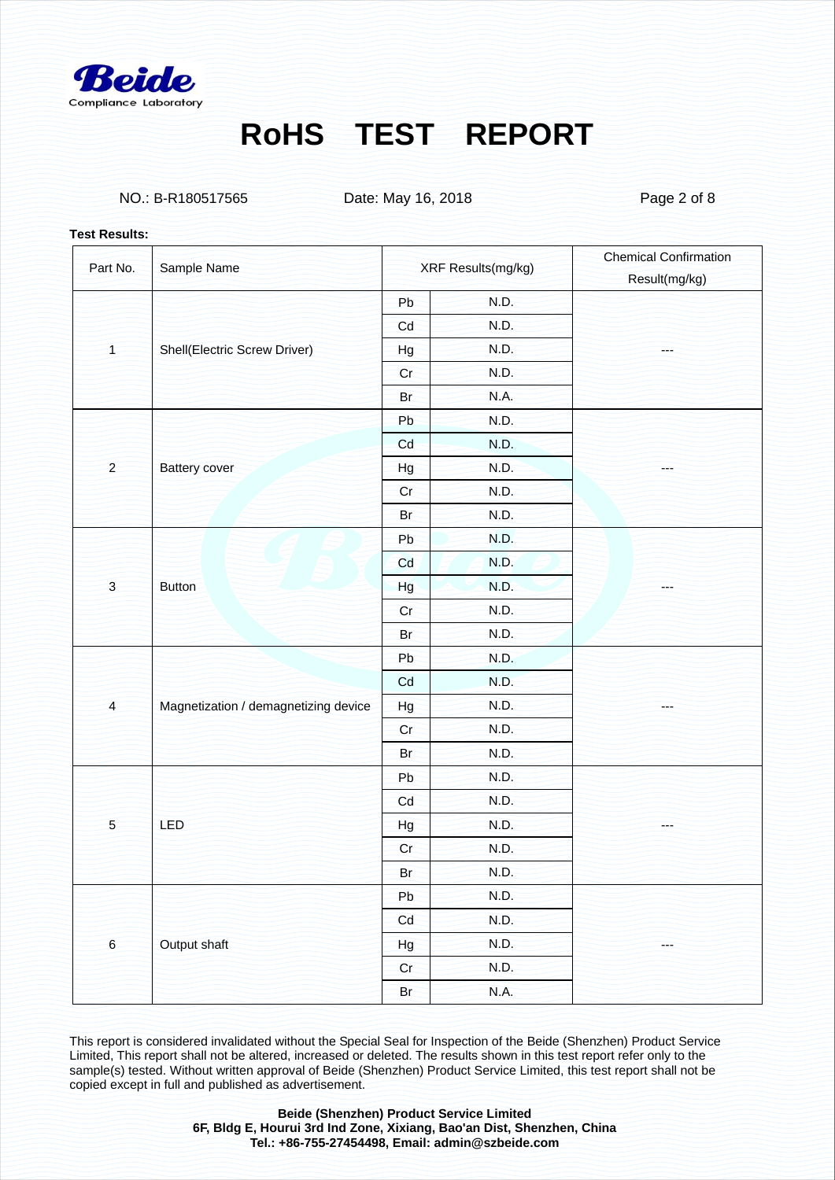Beide
Compliance Laboratory

# RoHS TEST REPORT

NO.: B-R180517565 Date: May 16, 2018

**Test Results:**

| Part No. | Sample Name | XRF Results(mg/kg) | | Chemical Confirmation Result(mg/kg) |
|---|---|---|---|---|
| 1 | Shell(Electric Screw Driver) | Pb | N.D. | --- |
| | | Cd | N.D. | |
| | | Hg | N.D. | |
| | | Cr | N.D. | |
| | | Br | N.A. | |
| 2 | Battery cover | Pb | N.D. | --- |
| | | Cd | N.D. | |
| | | Hg | N.D. | |
| | | Cr | N.D. | |
| | | Br | N.D. | |
| 3 | Button | Pb | N.D. | --- |
| | | Cd | N.D. | |
| | | Hg | N.D. | |
| | | Cr | N.D. | |
| | | Br | N.D. | |
| 4 | Magnetization / demagnetizing device | Pb | N.D. | --- |
| | | Cd | N.D. | |
| | | Hg | N.D. | |
| | | Cr | N.D. | |
| | | Br | N.D. | |
| 5 | LED | Pb | N.D. | --- |
| | | Cd | N.D. | |
| | | Hg | N.D. | |
| | | Cr | N.D. | |
| | | Br | N.D. | |
| 6 | Output shaft | Pb | N.D. | --- |
| | | Cd | N.D. | |
| | | Hg | N.D. | |
| | | Cr | N.D. | |
| | | Br | N.A. | |

This report is considered invalidated without the Special Seal for Inspection of the Beide (Shenzhen) Product Service Limited, This report shall not be altered, increased or deleted. The results shown in this test report refer only to the sample(s) tested. Without written approval of Beide (Shenzhen) Product Service Limited, this test report shall not be copied except in full and published as advertisement.

**Beide (Shenzhen) Product Service Limited**
**6F, Bldg E, Hourui 3rd Ind Zone, Xixiang, Bao'an Dist, Shenzhen, China**
**Tel.: +86-755-27454498, Email: admin@szbeide.com**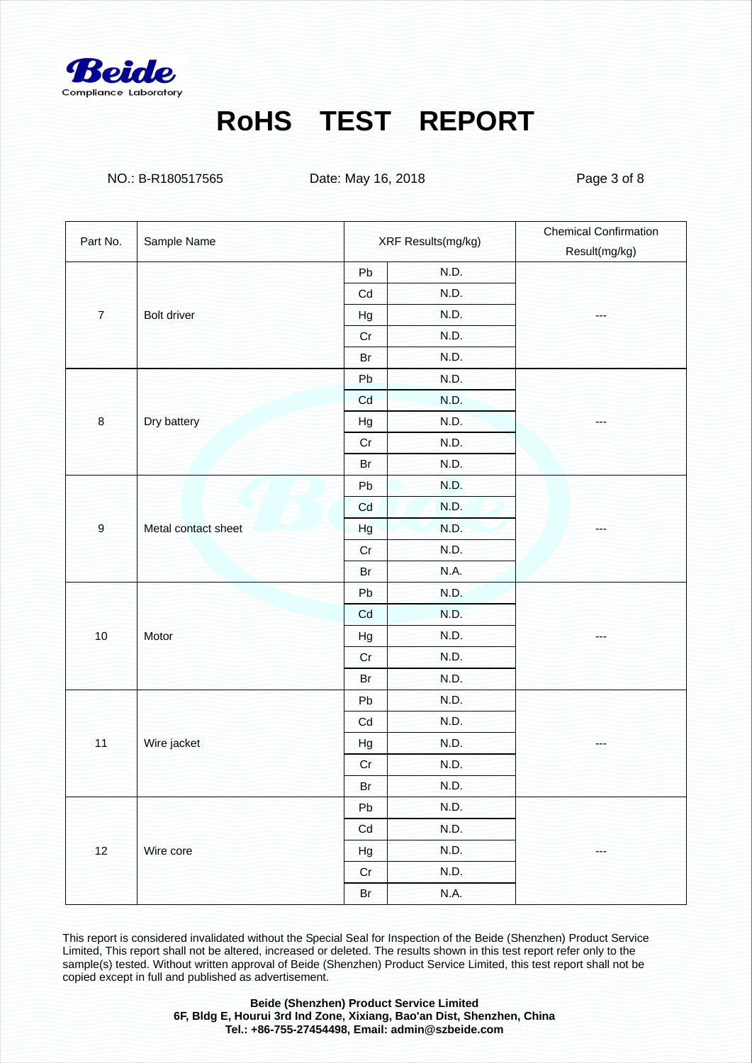Beide
Compliance Laboratory

# RoHS TEST REPORT

NO.: B-R180517565 Date: May 16, 2018

| Part No. | Sample Name | XRF Results(mg/kg) | | Chemical Confirmation Result(mg/kg) |
|---|---|---|---|---|
| 7 | Bolt driver | Pb | N.D. | --- |
| | | Cd | N.D. | |
| | | Hg | N.D. | |
| | | Cr | N.D. | |
| | | Br | N.D. | |
| 8 | Dry battery | Pb | N.D. | --- |
| | | Cd | N.D. | |
| | | Hg | N.D. | |
| | | Cr | N.D. | |
| | | Br | N.D. | |
| 9 | Metal contact sheet | Pb | N.D. | --- |
| | | Cd | N.D. | |
| | | Hg | N.D. | |
| | | Cr | N.D. | |
| | | Br | N.A. | |
| 10 | Motor | Pb | N.D. | --- |
| | | Cd | N.D. | |
| | | Hg | N.D. | |
| | | Cr | N.D. | |
| | | Br | N.D. | |
| 11 | Wire jacket | Pb | N.D. | --- |
| | | Cd | N.D. | |
| | | Hg | N.D. | |
| | | Cr | N.D. | |
| | | Br | N.D. | |
| 12 | Wire core | Pb | N.D. | --- |
| | | Cd | N.D. | |
| | | Hg | N.D. | |
| | | Cr | N.D. | |
| | | Br | N.A. | |

This report is considered invalidated without the Special Seal for Inspection of the Beide (Shenzhen) Product Service Limited, This report shall not be altered, increased or deleted. The results shown in this test report refer only to the sample(s) tested. Without written approval of Beide (Shenzhen) Product Service Limited, this test report shall not be copied except in full and published as advertisement.

**Beide (Shenzhen) Product Service Limited**
**6F, Bldg E, Hourui 3rd Ind Zone, Xixiang, Bao'an Dist, Shenzhen, China**
**Tel.: +86-755-27454498, Email: admin@szbeide.com**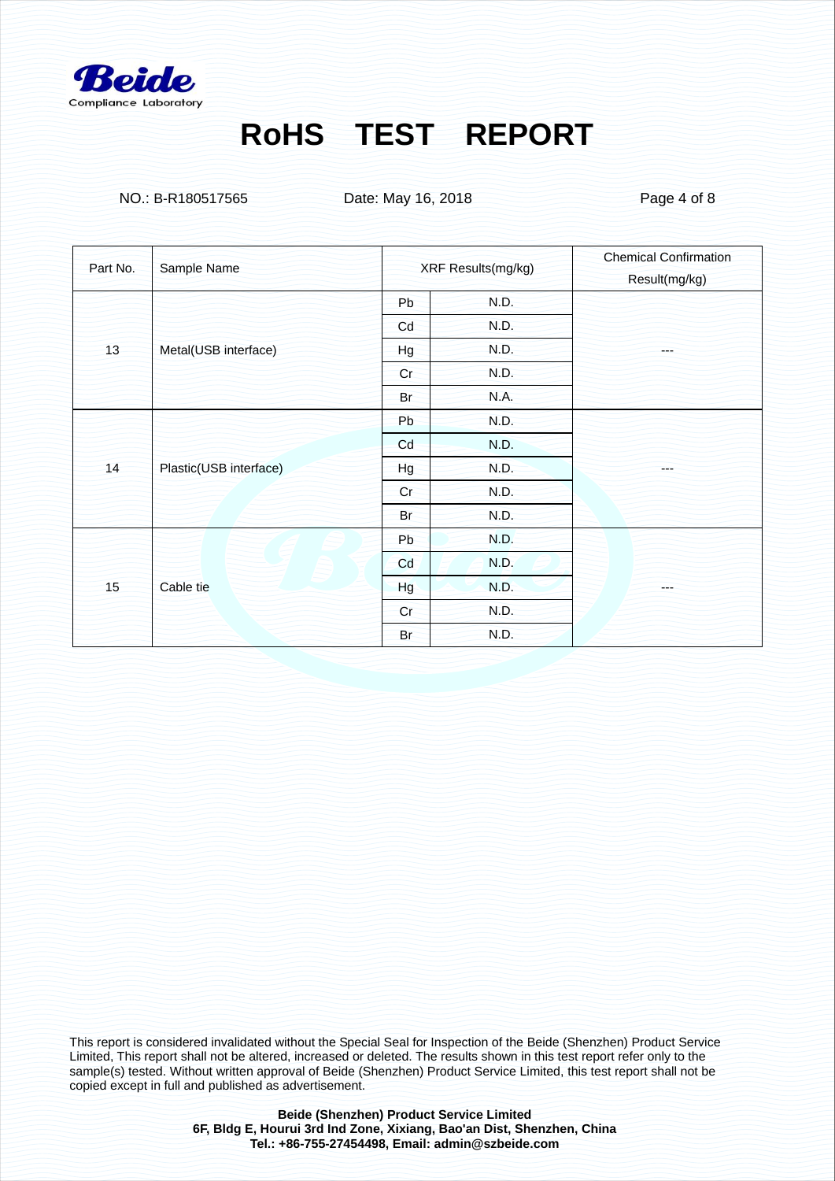# RoHS TEST REPORT

NO.: B-R180517565 Date: May 16, 2018

| Part No. | Sample Name | XRF Results(mg/kg) | | Chemical Confirmation Result(mg/kg) |
|---|---|---|---|---|
| 13 | Metal(USB interface) | Pb | N.D. | --- |
| | | Cd | N.D. | |
| | | Hg | N.D. | |
| | | Cr | N.D. | |
| | | Br | N.A. | |
| 14 | Plastic(USB interface) | Pb | N.D. | --- |
| | | Cd | N.D. | |
| | | Hg | N.D. | |
| | | Cr | N.D. | |
| | | Br | N.D. | |
| 15 | Cable tie | Pb | N.D. | --- |
| | | Cd | N.D. | |
| | | Hg | N.D. | |
| | | Cr | N.D. | |
| | | Br | N.D. | |

This report is considered invalidated without the Special Seal for Inspection of the Beide (Shenzhen) Product Service Limited, This report shall not be altered, increased or deleted. The results shown in this test report refer only to the sample(s) tested. Without written approval of Beide (Shenzhen) Product Service Limited, this test report shall not be copied except in full and published as advertisement.

**Beide (Shenzhen) Product Service Limited**
**6F, Bldg E, Hourui 3rd Ind Zone, Xixiang, Bao'an Dist, Shenzhen, China**
**Tel.: +86-755-27454498, Email: admin@szbeide.com**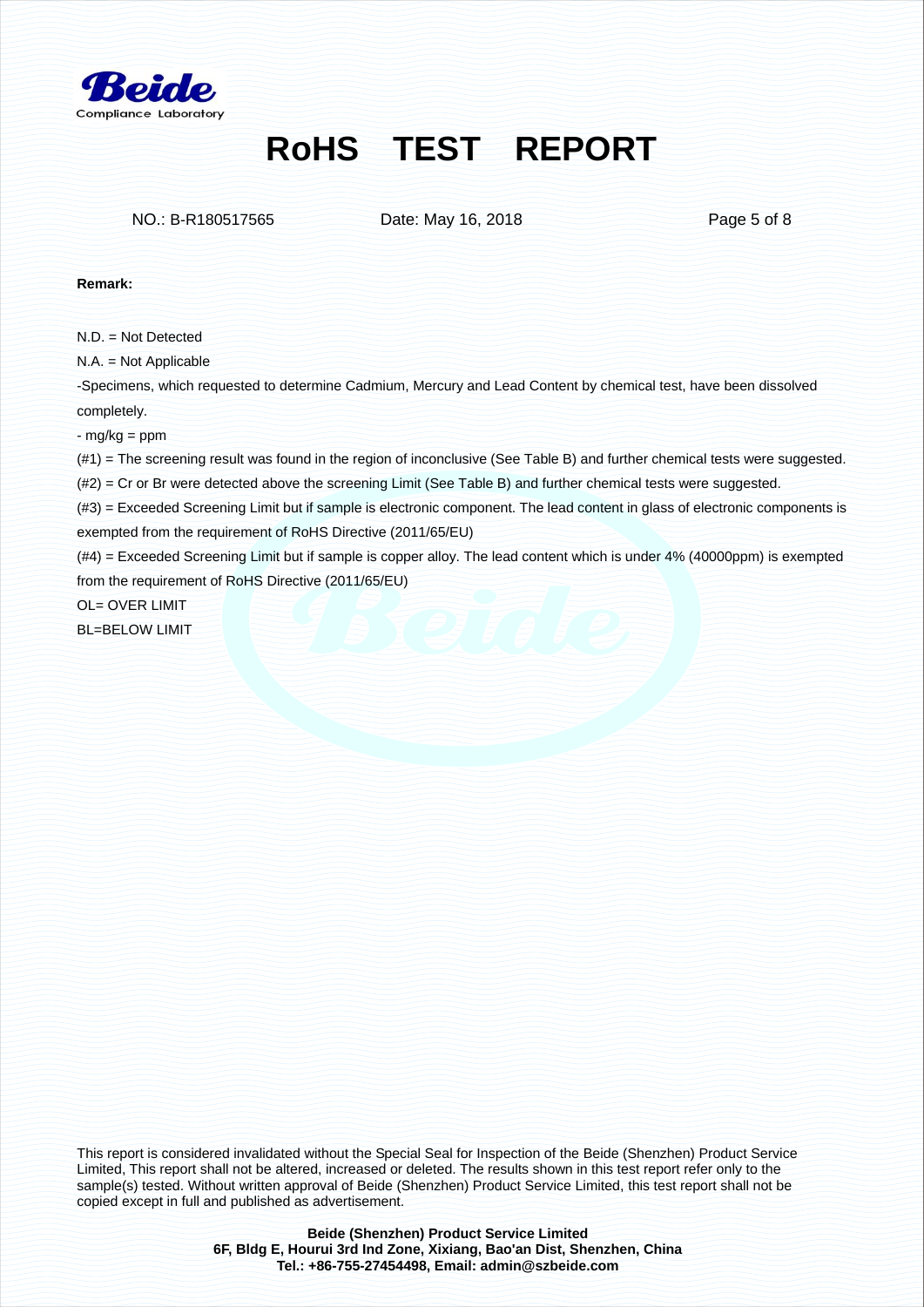# RoHS TEST REPORT

NO.: B-R180517565    Date: May 16, 2018

**Remark:**

N.D. = Not Detected

N.A. = Not Applicable

-Specimens, which requested to determine Cadmium, Mercury and Lead Content by chemical test, have been dissolved completely.

- mg/kg = ppm

(#1) = The screening result was found in the region of inconclusive (See Table B) and further chemical tests were suggested.

(#2) = Cr or Br were detected above the screening Limit (See Table B) and further chemical tests were suggested.

(#3) = Exceeded Screening Limit but if sample is electronic component. The lead content in glass of electronic components is exempted from the requirement of RoHS Directive (2011/65/EU)

(#4) = Exceeded Screening Limit but if sample is copper alloy. The lead content which is under 4% (40000ppm) is exempted from the requirement of RoHS Directive (2011/65/EU)

OL= OVER LIMIT

BL=BELOW LIMIT

This report is considered invalidated without the Special Seal for Inspection of the Beide (Shenzhen) Product Service Limited, This report shall not be altered, increased or deleted. The results shown in this test report refer only to the sample(s) tested. Without written approval of Beide (Shenzhen) Product Service Limited, this test report shall not be copied except in full and published as advertisement.

**Beide (Shenzhen) Product Service Limited**
**6F, Bldg E, Hourui 3rd Ind Zone, Xixiang, Bao'an Dist, Shenzhen, China**
**Tel.: +86-755-27454498, Email: admin@szbeide.com**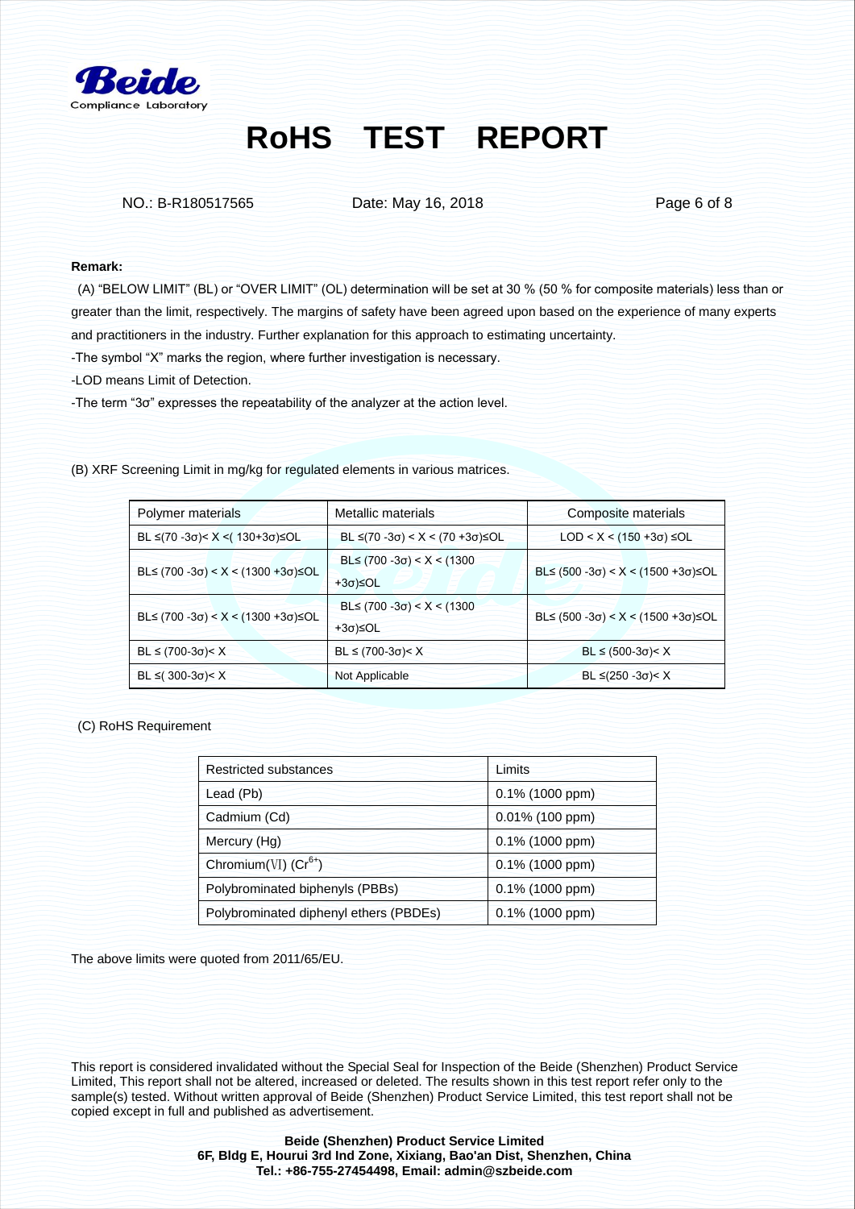# RoHS TEST REPORT

NO.: B-R180517565 Date: May 16, 2018

**Remark:**

(A) "BELOW LIMIT" (BL) or "OVER LIMIT" (OL) determination will be set at 30 % (50 % for composite materials) less than or greater than the limit, respectively. The margins of safety have been agreed upon based on the experience of many experts and practitioners in the industry. Further explanation for this approach to estimating uncertainty.

-The symbol "X" marks the region, where further investigation is necessary.

-LOD means Limit of Detection.

-The term "3σ" expresses the repeatability of the analyzer at the action level.

(B) XRF Screening Limit in mg/kg for regulated elements in various matrices.

| Polymer materials | Metallic materials | Composite materials |
|---|---|---|
| BL ≤(70 -3σ)< X <( 130+3σ)≤OL | BL ≤(70 -3σ) < X < (70 +3σ)≤OL | LOD < X < (150 +3σ) ≤OL |
| BL≤ (700 -3σ) < X < (1300 +3σ)≤OL | BL≤ (700 -3σ) < X < (1300 +3σ)≤OL | BL≤ (500 -3σ) < X < (1500 +3σ)≤OL |
| BL≤ (700 -3σ) < X < (1300 +3σ)≤OL | BL≤ (700 -3σ) < X < (1300 +3σ)≤OL | BL≤ (500 -3σ) < X < (1500 +3σ)≤OL |
| BL ≤ (700-3σ)< X | BL ≤ (700-3σ)< X | BL ≤ (500-3σ)< X |
| BL ≤( 300-3σ)< X | Not Applicable | BL ≤(250 -3σ)< X |

(C) RoHS Requirement

| Restricted substances | Limits |
|---|---|
| Lead (Pb) | 0.1% (1000 ppm) |
| Cadmium (Cd) | 0.01% (100 ppm) |
| Mercury (Hg) | 0.1% (1000 ppm) |
| Chromium(Ⅵ) ($Cr^{6+}$) | 0.1% (1000 ppm) |
| Polybrominated biphenyls (PBBs) | 0.1% (1000 ppm) |
| Polybrominated diphenyl ethers (PBDEs) | 0.1% (1000 ppm) |

The above limits were quoted from 2011/65/EU.

This report is considered invalidated without the Special Seal for Inspection of the Beide (Shenzhen) Product Service Limited, This report shall not be altered, increased or deleted. The results shown in this test report refer only to the sample(s) tested. Without written approval of Beide (Shenzhen) Product Service Limited, this test report shall not be copied except in full and published as advertisement.

**Beide (Shenzhen) Product Service Limited**
**6F, Bldg E, Hourui 3rd Ind Zone, Xixiang, Bao'an Dist, Shenzhen, China**
**Tel.: +86-755-27454498, Email: admin@szbeide.com**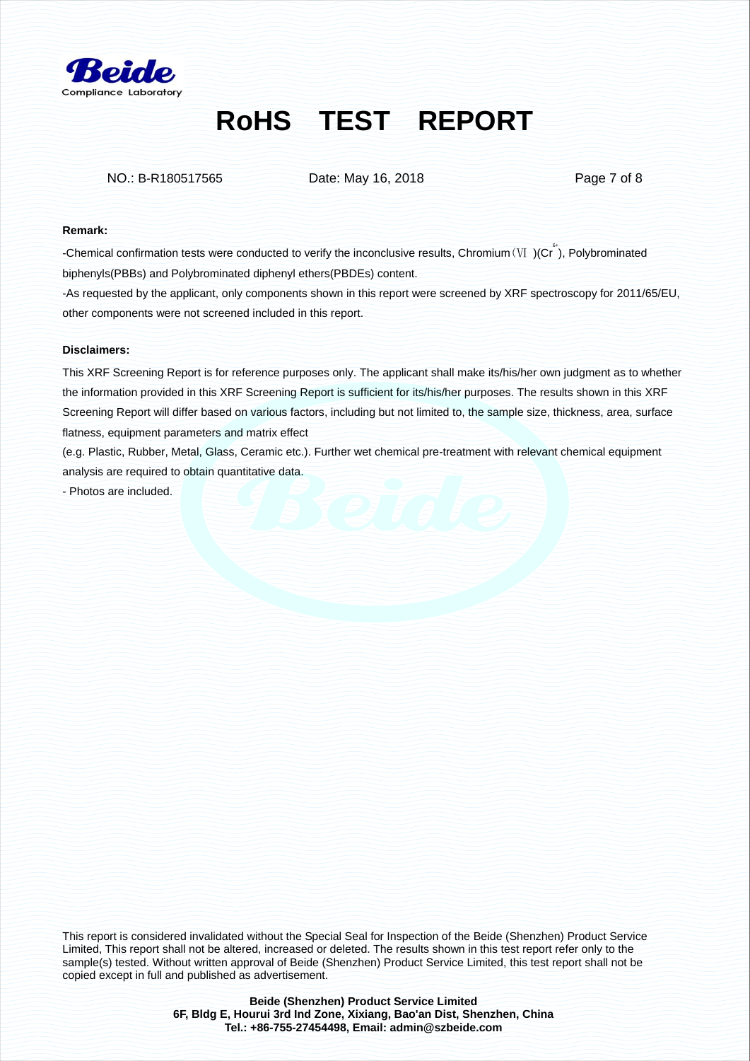# RoHS TEST REPORT

NO.: B-R180517565 Date: May 16, 2018

**Remark:**

-Chemical confirmation tests were conducted to verify the inconclusive results, Chromium（Ⅵ )($Cr^{6+}$), Polybrominated biphenyls(PBBs) and Polybrominated diphenyl ethers(PBDEs) content.

-As requested by the applicant, only components shown in this report were screened by XRF spectroscopy for 2011/65/EU, other components were not screened included in this report.

**Disclaimers:**

This XRF Screening Report is for reference purposes only. The applicant shall make its/his/her own judgment as to whether the information provided in this XRF Screening Report is sufficient for its/his/her purposes. The results shown in this XRF Screening Report will differ based on various factors, including but not limited to, the sample size, thickness, area, surface flatness, equipment parameters and matrix effect

(e.g. Plastic, Rubber, Metal, Glass, Ceramic etc.). Further wet chemical pre-treatment with relevant chemical equipment analysis are required to obtain quantitative data.

- Photos are included.

This report is considered invalidated without the Special Seal for Inspection of the Beide (Shenzhen) Product Service Limited, This report shall not be altered, increased or deleted. The results shown in this test report refer only to the sample(s) tested. Without written approval of Beide (Shenzhen) Product Service Limited, this test report shall not be copied except in full and published as advertisement.

**Beide (Shenzhen) Product Service Limited**
**6F, Bldg E, Hourui 3rd Ind Zone, Xixiang, Bao'an Dist, Shenzhen, China**
**Tel.: +86-755-27454498, Email: admin@szbeide.com**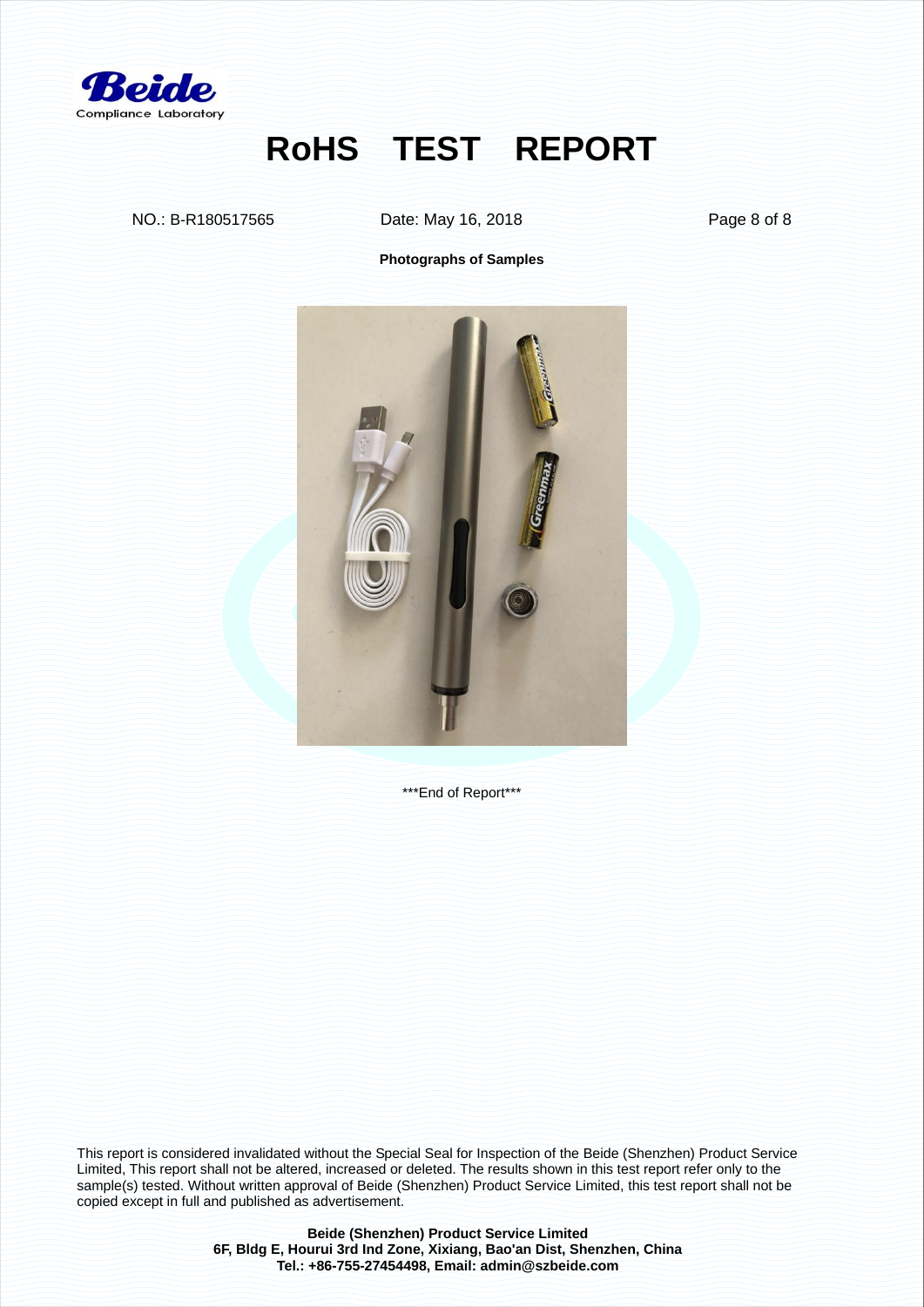# RoHS TEST REPORT

NO.: B-R180517565 Date: May 16, 2018

**Photographs of Samples**

\*\*\*End of Report\*\*\*

This report is considered invalidated without the Special Seal for Inspection of the Beide (Shenzhen) Product Service Limited, This report shall not be altered, increased or deleted. The results shown in this test report refer only to the sample(s) tested. Without written approval of Beide (Shenzhen) Product Service Limited, this test report shall not be copied except in full and published as advertisement.

**Beide (Shenzhen) Product Service Limited**
**6F, Bldg E, Hourui 3rd Ind Zone, Xixiang, Bao'an Dist, Shenzhen, China**
**Tel.: +86-755-27454498, Email: admin@szbeide.com**